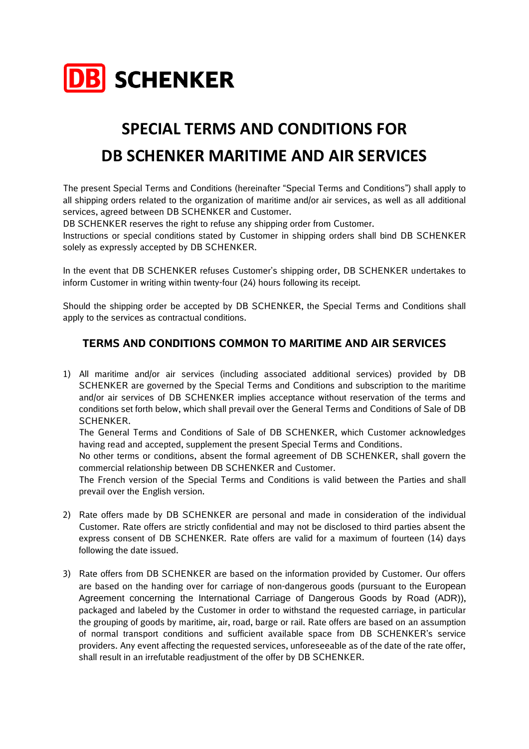DB SCHENKER

# SPECIAL TERMS AND CONDITIONS FOR DB SCHENKER MARITIME AND AIR SERVICES

The present Special Terms and Conditions (hereinafter "Special Terms and Conditions") shall apply to all shipping orders related to the organization of maritime and/or air services, as well as all additional services, agreed between DB SCHENKER and Customer.

DB SCHENKER reserves the right to refuse any shipping order from Customer.

Instructions or special conditions stated by Customer in shipping orders shall bind DB SCHENKER solely as expressly accepted by DB SCHENKER.

In the event that DB SCHENKER refuses Customer's shipping order, DB SCHENKER undertakes to inform Customer in writing within twenty-four (24) hours following its receipt.

Should the shipping order be accepted by DB SCHENKER, the Special Terms and Conditions shall apply to the services as contractual conditions.

## TERMS AND CONDITIONS COMMON TO MARITIME AND AIR SERVICES

1) All maritime and/or air services (including associated additional services) provided by DB SCHENKER are governed by the Special Terms and Conditions and subscription to the maritime and/or air services of DB SCHENKER implies acceptance without reservation of the terms and conditions set forth below, which shall prevail over the General Terms and Conditions of Sale of DB SCHENKER.

   The General Terms and Conditions of Sale of DB SCHENKER, which Customer acknowledges having read and accepted, supplement the present Special Terms and Conditions.

   No other terms or conditions, absent the formal agreement of DB SCHENKER, shall govern the commercial relationship between DB SCHENKER and Customer.

   The French version of the Special Terms and Conditions is valid between the Parties and shall prevail over the English version.

2) Rate offers made by DB SCHENKER are personal and made in consideration of the individual Customer. Rate offers are strictly confidential and may not be disclosed to third parties absent the express consent of DB SCHENKER. Rate offers are valid for a maximum of fourteen (14) days following the date issued.

3) Rate offers from DB SCHENKER are based on the information provided by Customer. Our offers are based on the handing over for carriage of non-dangerous goods (pursuant to the European Agreement concerning the International Carriage of Dangerous Goods by Road (ADR)), packaged and labeled by the Customer in order to withstand the requested carriage, in particular the grouping of goods by maritime, air, road, barge or rail. Rate offers are based on an assumption of normal transport conditions and sufficient available space from DB SCHENKER's service providers. Any event affecting the requested services, unforeseeable as of the date of the rate offer, shall result in an irrefutable readjustment of the offer by DB SCHENKER.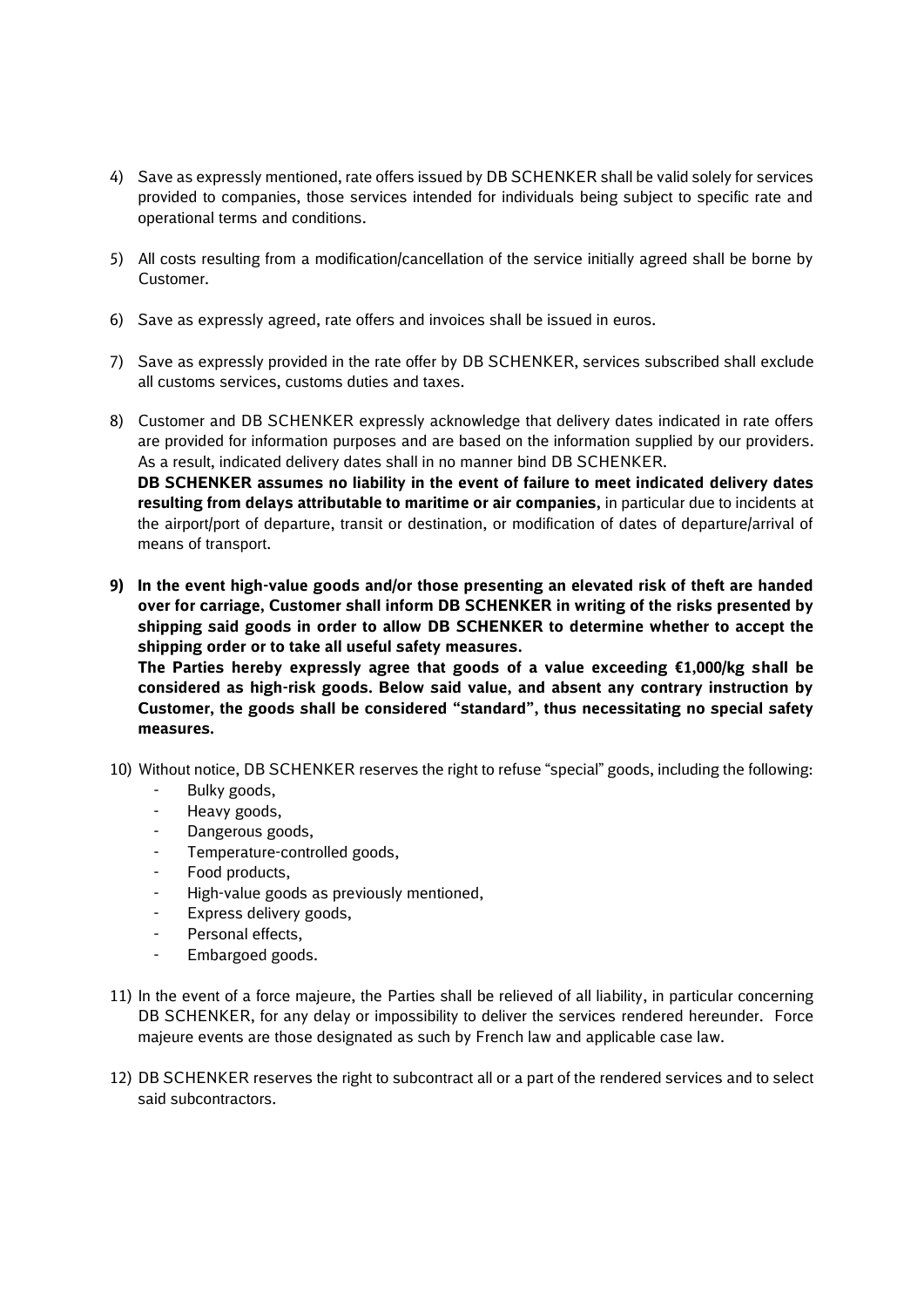4) Save as expressly mentioned, rate offers issued by DB SCHENKER shall be valid solely for services provided to companies, those services intended for individuals being subject to specific rate and operational terms and conditions.

5) All costs resulting from a modification/cancellation of the service initially agreed shall be borne by Customer.

6) Save as expressly agreed, rate offers and invoices shall be issued in euros.

7) Save as expressly provided in the rate offer by DB SCHENKER, services subscribed shall exclude all customs services, customs duties and taxes.

8) Customer and DB SCHENKER expressly acknowledge that delivery dates indicated in rate offers are provided for information purposes and are based on the information supplied by our providers. As a result, indicated delivery dates shall in no manner bind DB SCHENKER.
**DB SCHENKER assumes no liability in the event of failure to meet indicated delivery dates resulting from delays attributable to maritime or air companies,** in particular due to incidents at the airport/port of departure, transit or destination, or modification of dates of departure/arrival of means of transport.

**9) In the event high-value goods and/or those presenting an elevated risk of theft are handed over for carriage, Customer shall inform DB SCHENKER in writing of the risks presented by shipping said goods in order to allow DB SCHENKER to determine whether to accept the shipping order or to take all useful safety measures.**
**The Parties hereby expressly agree that goods of a value exceeding €1,000/kg shall be considered as high-risk goods. Below said value, and absent any contrary instruction by Customer, the goods shall be considered "standard", thus necessitating no special safety measures.**

10) Without notice, DB SCHENKER reserves the right to refuse "special" goods, including the following:
    - Bulky goods,
    - Heavy goods,
    - Dangerous goods,
    - Temperature-controlled goods,
    - Food products,
    - High-value goods as previously mentioned,
    - Express delivery goods,
    - Personal effects,
    - Embargoed goods.

11) In the event of a force majeure, the Parties shall be relieved of all liability, in particular concerning DB SCHENKER, for any delay or impossibility to deliver the services rendered hereunder. Force majeure events are those designated as such by French law and applicable case law.

12) DB SCHENKER reserves the right to subcontract all or a part of the rendered services and to select said subcontractors.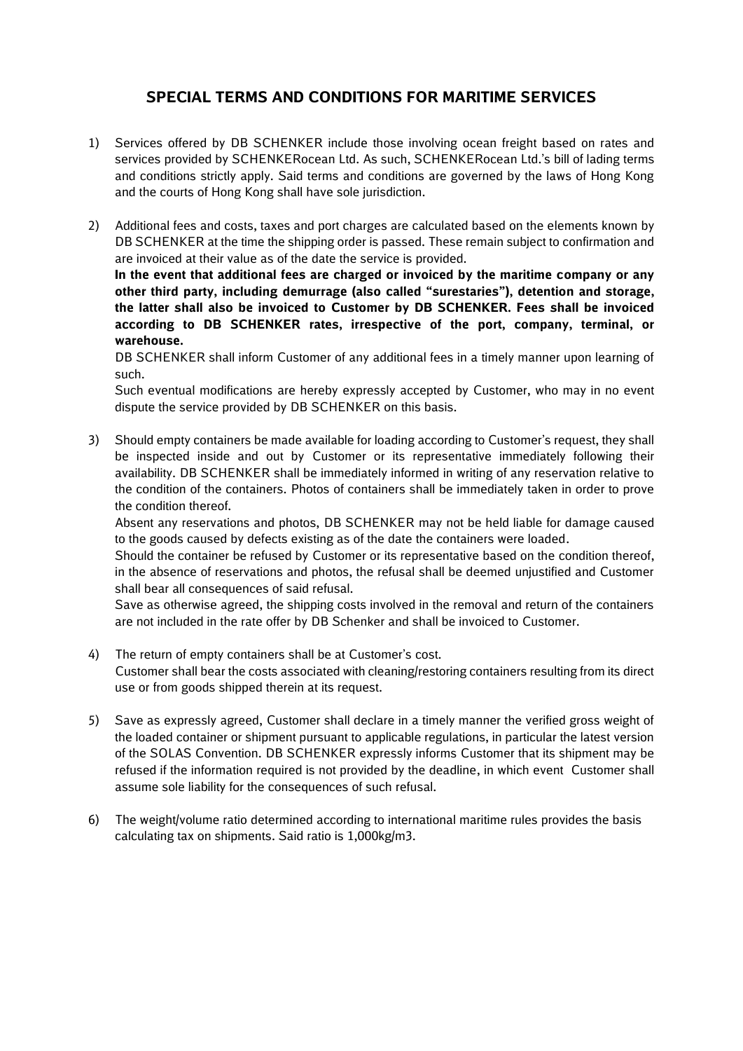# SPECIAL TERMS AND CONDITIONS FOR MARITIME SERVICES

1) Services offered by DB SCHENKER include those involving ocean freight based on rates and services provided by SCHENKERocean Ltd. As such, SCHENKERocean Ltd.'s bill of lading terms and conditions strictly apply. Said terms and conditions are governed by the laws of Hong Kong and the courts of Hong Kong shall have sole jurisdiction.

2) Additional fees and costs, taxes and port charges are calculated based on the elements known by DB SCHENKER at the time the shipping order is passed. These remain subject to confirmation and are invoiced at their value as of the date the service is provided.
   **In the event that additional fees are charged or invoiced by the maritime company or any other third party, including demurrage (also called "surestaries"), detention and storage, the latter shall also be invoiced to Customer by DB SCHENKER. Fees shall be invoiced according to DB SCHENKER rates, irrespective of the port, company, terminal, or warehouse.**
   DB SCHENKER shall inform Customer of any additional fees in a timely manner upon learning of such.
   Such eventual modifications are hereby expressly accepted by Customer, who may in no event dispute the service provided by DB SCHENKER on this basis.

3) Should empty containers be made available for loading according to Customer's request, they shall be inspected inside and out by Customer or its representative immediately following their availability. DB SCHENKER shall be immediately informed in writing of any reservation relative to the condition of the containers. Photos of containers shall be immediately taken in order to prove the condition thereof.
   Absent any reservations and photos, DB SCHENKER may not be held liable for damage caused to the goods caused by defects existing as of the date the containers were loaded.
   Should the container be refused by Customer or its representative based on the condition thereof, in the absence of reservations and photos, the refusal shall be deemed unjustified and Customer shall bear all consequences of said refusal.
   Save as otherwise agreed, the shipping costs involved in the removal and return of the containers are not included in the rate offer by DB Schenker and shall be invoiced to Customer.

4) The return of empty containers shall be at Customer's cost.
   Customer shall bear the costs associated with cleaning/restoring containers resulting from its direct use or from goods shipped therein at its request.

5) Save as expressly agreed, Customer shall declare in a timely manner the verified gross weight of the loaded container or shipment pursuant to applicable regulations, in particular the latest version of the SOLAS Convention. DB SCHENKER expressly informs Customer that its shipment may be refused if the information required is not provided by the deadline, in which event Customer shall assume sole liability for the consequences of such refusal.

6) The weight/volume ratio determined according to international maritime rules provides the basis calculating tax on shipments. Said ratio is 1,000kg/m3.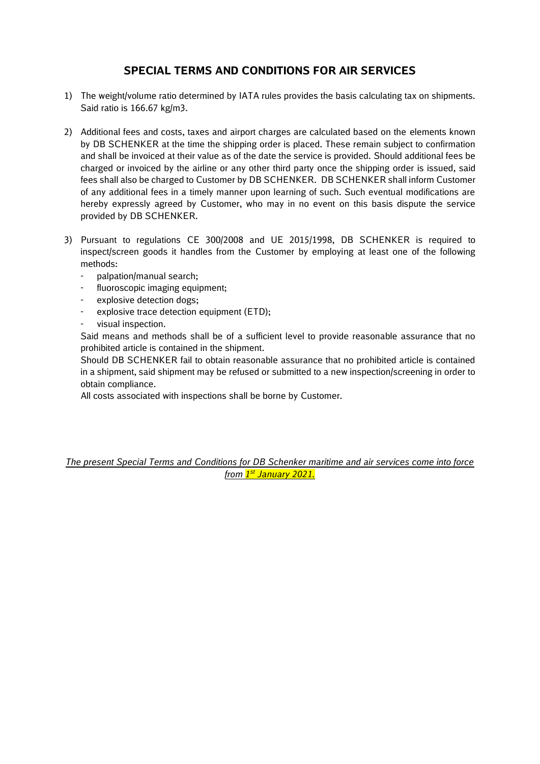## SPECIAL TERMS AND CONDITIONS FOR AIR SERVICES

1) The weight/volume ratio determined by IATA rules provides the basis calculating tax on shipments. Said ratio is 166.67 kg/m3.

2) Additional fees and costs, taxes and airport charges are calculated based on the elements known by DB SCHENKER at the time the shipping order is placed. These remain subject to confirmation and shall be invoiced at their value as of the date the service is provided. Should additional fees be charged or invoiced by the airline or any other third party once the shipping order is issued, said fees shall also be charged to Customer by DB SCHENKER. DB SCHENKER shall inform Customer of any additional fees in a timely manner upon learning of such. Such eventual modifications are hereby expressly agreed by Customer, who may in no event on this basis dispute the service provided by DB SCHENKER.

3) Pursuant to regulations CE 300/2008 and UE 2015/1998, DB SCHENKER is required to inspect/screen goods it handles from the Customer by employing at least one of the following methods:
   - palpation/manual search;
   - fluoroscopic imaging equipment;
   - explosive detection dogs;
   - explosive trace detection equipment (ETD);
   - visual inspection.

   Said means and methods shall be of a sufficient level to provide reasonable assurance that no prohibited article is contained in the shipment.

   Should DB SCHENKER fail to obtain reasonable assurance that no prohibited article is contained in a shipment, said shipment may be refused or submitted to a new inspection/screening in order to obtain compliance.

   All costs associated with inspections shall be borne by Customer.

*The present Special Terms and Conditions for DB Schenker maritime and air services come into force from 1st January 2021.*